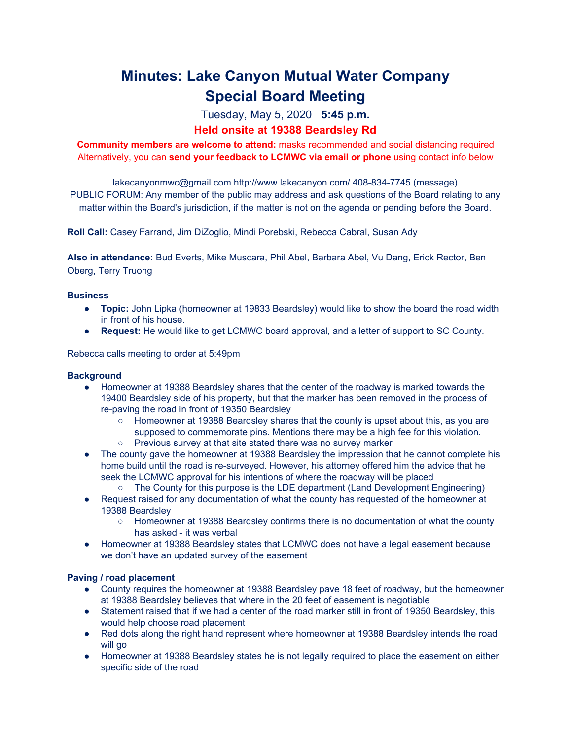# Minutes: Lake Canyon Mutual Water Company Special Board Meeting

Tuesday, May 5, 2020 **5:45 p.m.**

**Held onsite at 19388 Beardsley Rd**

**Community members are welcome to attend:** masks recommended and social distancing required
Alternatively, you can **send your feedback to LCMWC via email or phone** using contact info below

lakecanyonmwc@gmail.com http://www.lakecanyon.com/ 408-834-7745 (message)
PUBLIC FORUM: Any member of the public may address and ask questions of the Board relating to any matter within the Board's jurisdiction, if the matter is not on the agenda or pending before the Board.

**Roll Call:** Casey Farrand, Jim DiZoglio, Mindi Porebski, Rebecca Cabral, Susan Ady

**Also in attendance:** Bud Everts, Mike Muscara, Phil Abel, Barbara Abel, Vu Dang, Erick Rector, Ben Oberg, Terry Truong

**Business**

- **Topic:** John Lipka (homeowner at 19833 Beardsley) would like to show the board the road width in front of his house.
- **Request:** He would like to get LCMWC board approval, and a letter of support to SC County.

Rebecca calls meeting to order at 5:49pm

**Background**

- Homeowner at 19388 Beardsley shares that the center of the roadway is marked towards the 19400 Beardsley side of his property, but that the marker has been removed in the process of re-paving the road in front of 19350 Beardsley
  - Homeowner at 19388 Beardsley shares that the county is upset about this, as you are supposed to commemorate pins. Mentions there may be a high fee for this violation.
  - Previous survey at that site stated there was no survey marker
- The county gave the homeowner at 19388 Beardsley the impression that he cannot complete his home build until the road is re-surveyed. However, his attorney offered him the advice that he seek the LCMWC approval for his intentions of where the roadway will be placed
  - The County for this purpose is the LDE department (Land Development Engineering)
- Request raised for any documentation of what the county has requested of the homeowner at 19388 Beardsley
  - Homeowner at 19388 Beardsley confirms there is no documentation of what the county has asked - it was verbal
- Homeowner at 19388 Beardsley states that LCMWC does not have a legal easement because we don't have an updated survey of the easement

**Paving / road placement**

- County requires the homeowner at 19388 Beardsley pave 18 feet of roadway, but the homeowner at 19388 Beardsley believes that where in the 20 feet of easement is negotiable
- Statement raised that if we had a center of the road marker still in front of 19350 Beardsley, this would help choose road placement
- Red dots along the right hand represent where homeowner at 19388 Beardsley intends the road will go
- Homeowner at 19388 Beardsley states he is not legally required to place the easement on either specific side of the road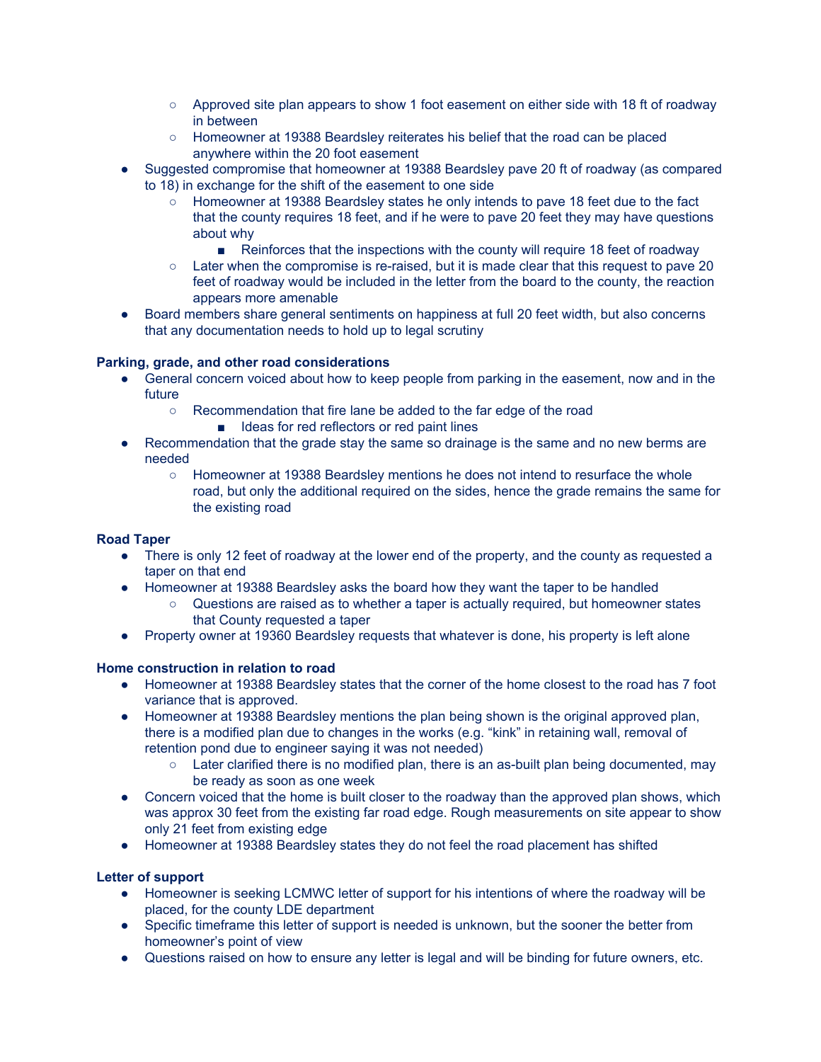- Approved site plan appears to show 1 foot easement on either side with 18 ft of roadway in between
  - Homeowner at 19388 Beardsley reiterates his belief that the road can be placed anywhere within the 20 foot easement
- Suggested compromise that homeowner at 19388 Beardsley pave 20 ft of roadway (as compared to 18) in exchange for the shift of the easement to one side
  - Homeowner at 19388 Beardsley states he only intends to pave 18 feet due to the fact that the county requires 18 feet, and if he were to pave 20 feet they may have questions about why
    - Reinforces that the inspections with the county will require 18 feet of roadway
  - Later when the compromise is re-raised, but it is made clear that this request to pave 20 feet of roadway would be included in the letter from the board to the county, the reaction appears more amenable
- Board members share general sentiments on happiness at full 20 feet width, but also concerns that any documentation needs to hold up to legal scrutiny

**Parking, grade, and other road considerations**

- General concern voiced about how to keep people from parking in the easement, now and in the future
  - Recommendation that fire lane be added to the far edge of the road
    - Ideas for red reflectors or red paint lines
- Recommendation that the grade stay the same so drainage is the same and no new berms are needed
  - Homeowner at 19388 Beardsley mentions he does not intend to resurface the whole road, but only the additional required on the sides, hence the grade remains the same for the existing road

**Road Taper**

- There is only 12 feet of roadway at the lower end of the property, and the county as requested a taper on that end
- Homeowner at 19388 Beardsley asks the board how they want the taper to be handled
  - Questions are raised as to whether a taper is actually required, but homeowner states that County requested a taper
- Property owner at 19360 Beardsley requests that whatever is done, his property is left alone

**Home construction in relation to road**

- Homeowner at 19388 Beardsley states that the corner of the home closest to the road has 7 foot variance that is approved.
- Homeowner at 19388 Beardsley mentions the plan being shown is the original approved plan, there is a modified plan due to changes in the works (e.g. "kink" in retaining wall, removal of retention pond due to engineer saying it was not needed)
  - Later clarified there is no modified plan, there is an as-built plan being documented, may be ready as soon as one week
- Concern voiced that the home is built closer to the roadway than the approved plan shows, which was approx 30 feet from the existing far road edge. Rough measurements on site appear to show only 21 feet from existing edge
- Homeowner at 19388 Beardsley states they do not feel the road placement has shifted

**Letter of support**

- Homeowner is seeking LCMWC letter of support for his intentions of where the roadway will be placed, for the county LDE department
- Specific timeframe this letter of support is needed is unknown, but the sooner the better from homeowner's point of view
- Questions raised on how to ensure any letter is legal and will be binding for future owners, etc.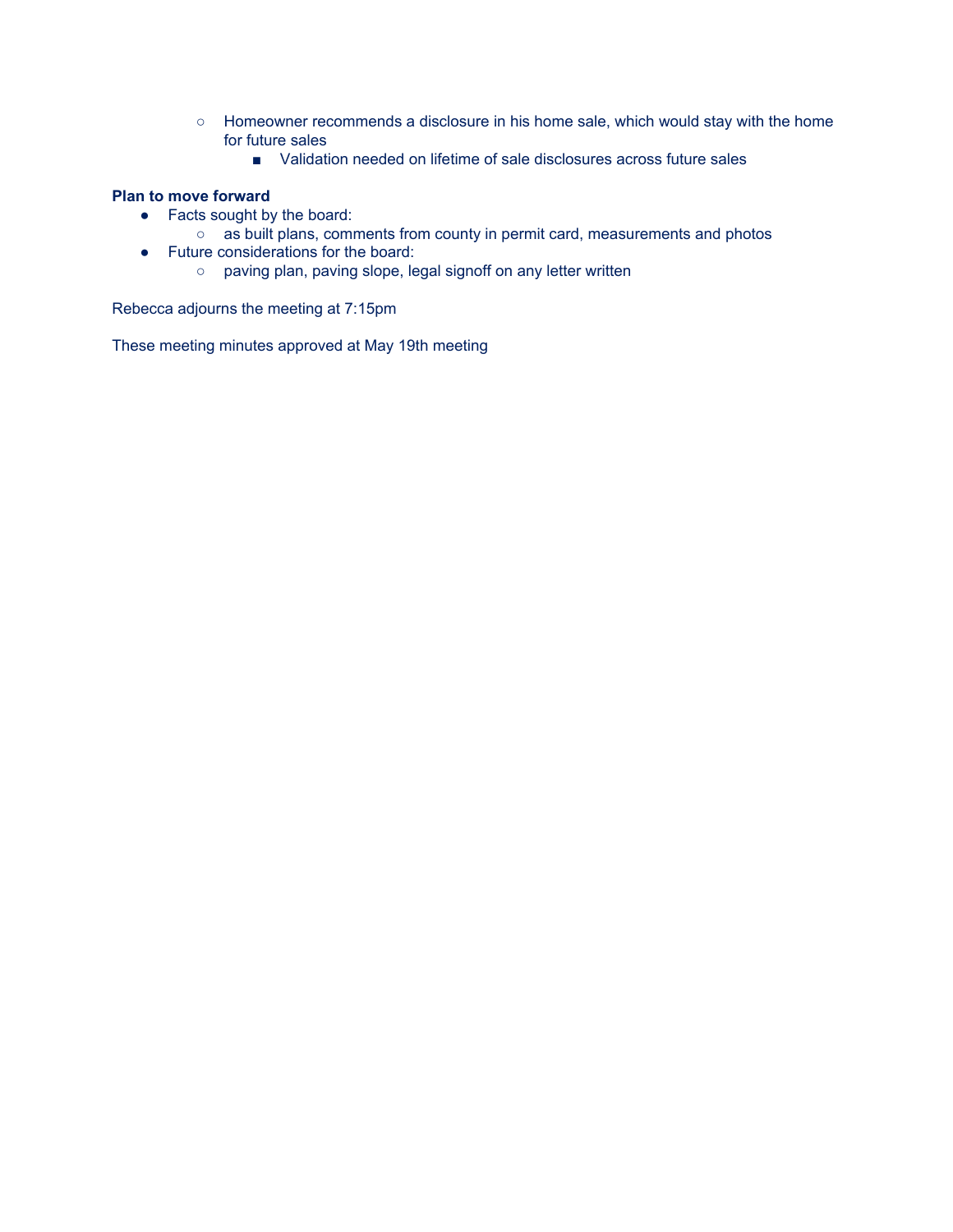- Homeowner recommends a disclosure in his home sale, which would stay with the home for future sales
        - Validation needed on lifetime of sale disclosures across future sales

**Plan to move forward**

- Facts sought by the board:
    - as built plans, comments from county in permit card, measurements and photos
- Future considerations for the board:
    - paving plan, paving slope, legal signoff on any letter written

Rebecca adjourns the meeting at 7:15pm

These meeting minutes approved at May 19th meeting